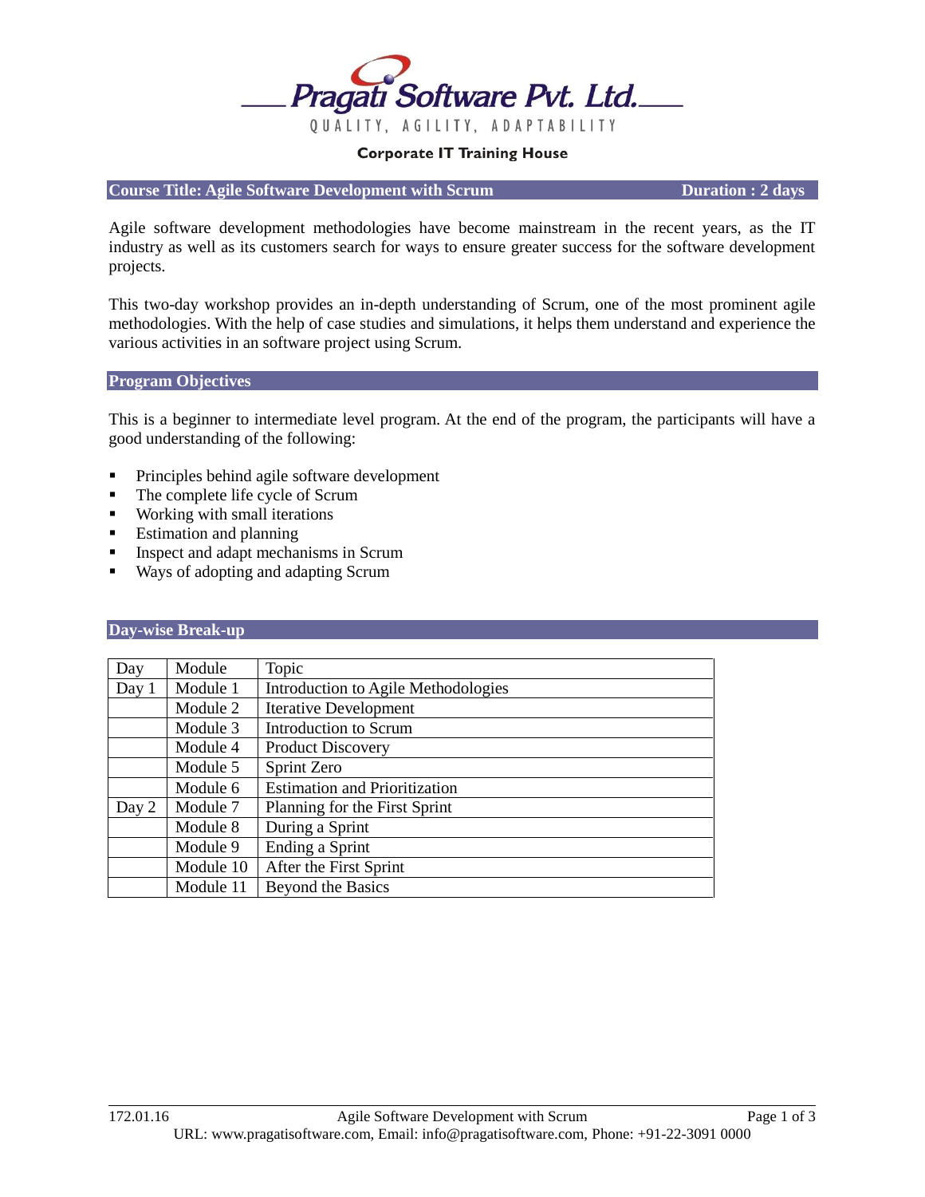# Pragati Software Pvt. Ltd.

QUALITY, AGILITY, ADAPTABILITY

**Corporate IT Training House**

## Course Title: Agile Software Development with Scrum — Duration : 2 days

Agile software development methodologies have become mainstream in the recent years, as the IT industry as well as its customers search for ways to ensure greater success for the software development projects.

This two-day workshop provides an in-depth understanding of Scrum, one of the most prominent agile methodologies. With the help of case studies and simulations, it helps them understand and experience the various activities in an software project using Scrum.

## Program Objectives

This is a beginner to intermediate level program. At the end of the program, the participants will have a good understanding of the following:

- Principles behind agile software development
- The complete life cycle of Scrum
- Working with small iterations
- Estimation and planning
- Inspect and adapt mechanisms in Scrum
- Ways of adopting and adapting Scrum

## Day-wise Break-up

| Day | Module | Topic |
|---|---|---|
| Day 1 | Module 1 | Introduction to Agile Methodologies |
| | Module 2 | Iterative Development |
| | Module 3 | Introduction to Scrum |
| | Module 4 | Product Discovery |
| | Module 5 | Sprint Zero |
| | Module 6 | Estimation and Prioritization |
| Day 2 | Module 7 | Planning for the First Sprint |
| | Module 8 | During a Sprint |
| | Module 9 | Ending a Sprint |
| | Module 10 | After the First Sprint |
| | Module 11 | Beyond the Basics |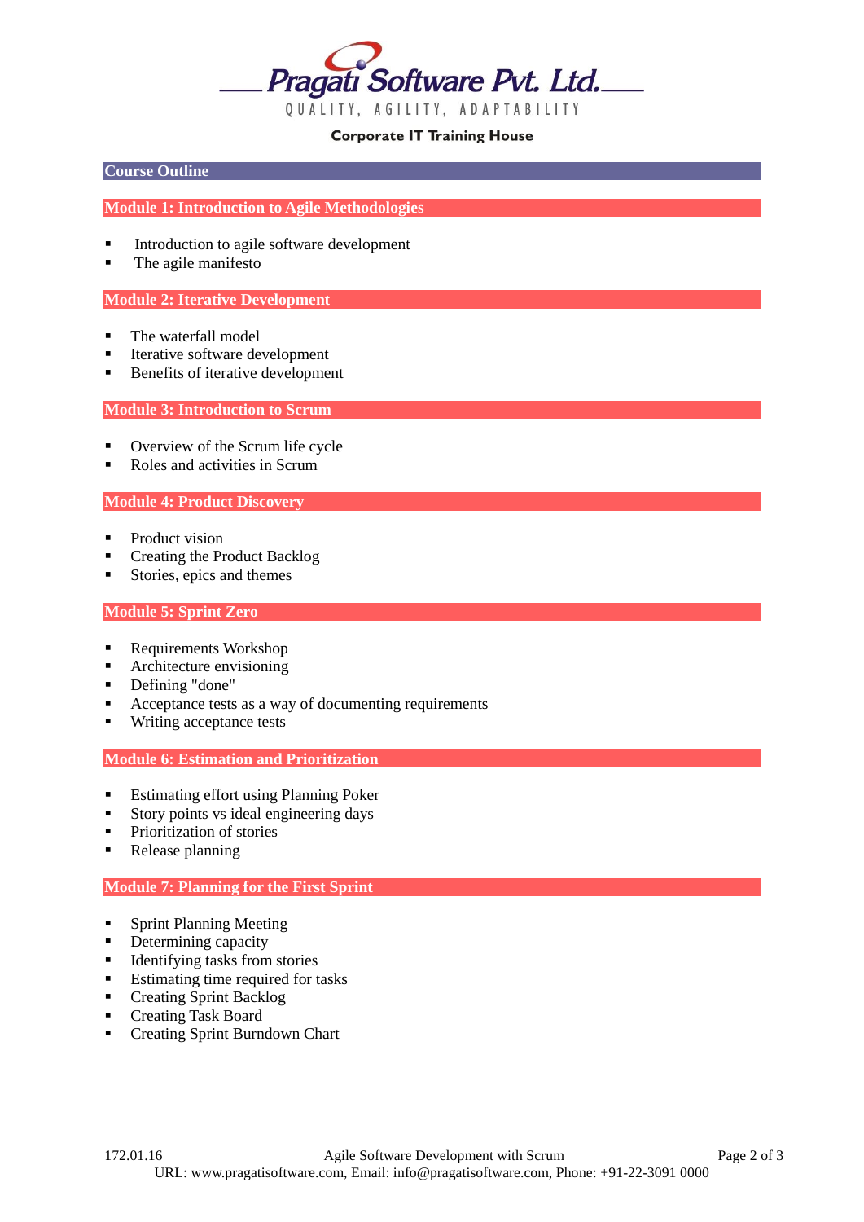Pragati Software Pvt. Ltd.

QUALITY, AGILITY, ADAPTABILITY

Corporate IT Training House

## Course Outline

### Module 1: Introduction to Agile Methodologies

- Introduction to agile software development
- The agile manifesto

### Module 2: Iterative Development

- The waterfall model
- Iterative software development
- Benefits of iterative development

### Module 3: Introduction to Scrum

- Overview of the Scrum life cycle
- Roles and activities in Scrum

### Module 4: Product Discovery

- Product vision
- Creating the Product Backlog
- Stories, epics and themes

### Module 5: Sprint Zero

- Requirements Workshop
- Architecture envisioning
- Defining "done"
- Acceptance tests as a way of documenting requirements
- Writing acceptance tests

### Module 6: Estimation and Prioritization

- Estimating effort using Planning Poker
- Story points vs ideal engineering days
- Prioritization of stories
- Release planning

### Module 7: Planning for the First Sprint

- Sprint Planning Meeting
- Determining capacity
- Identifying tasks from stories
- Estimating time required for tasks
- Creating Sprint Backlog
- Creating Task Board
- Creating Sprint Burndown Chart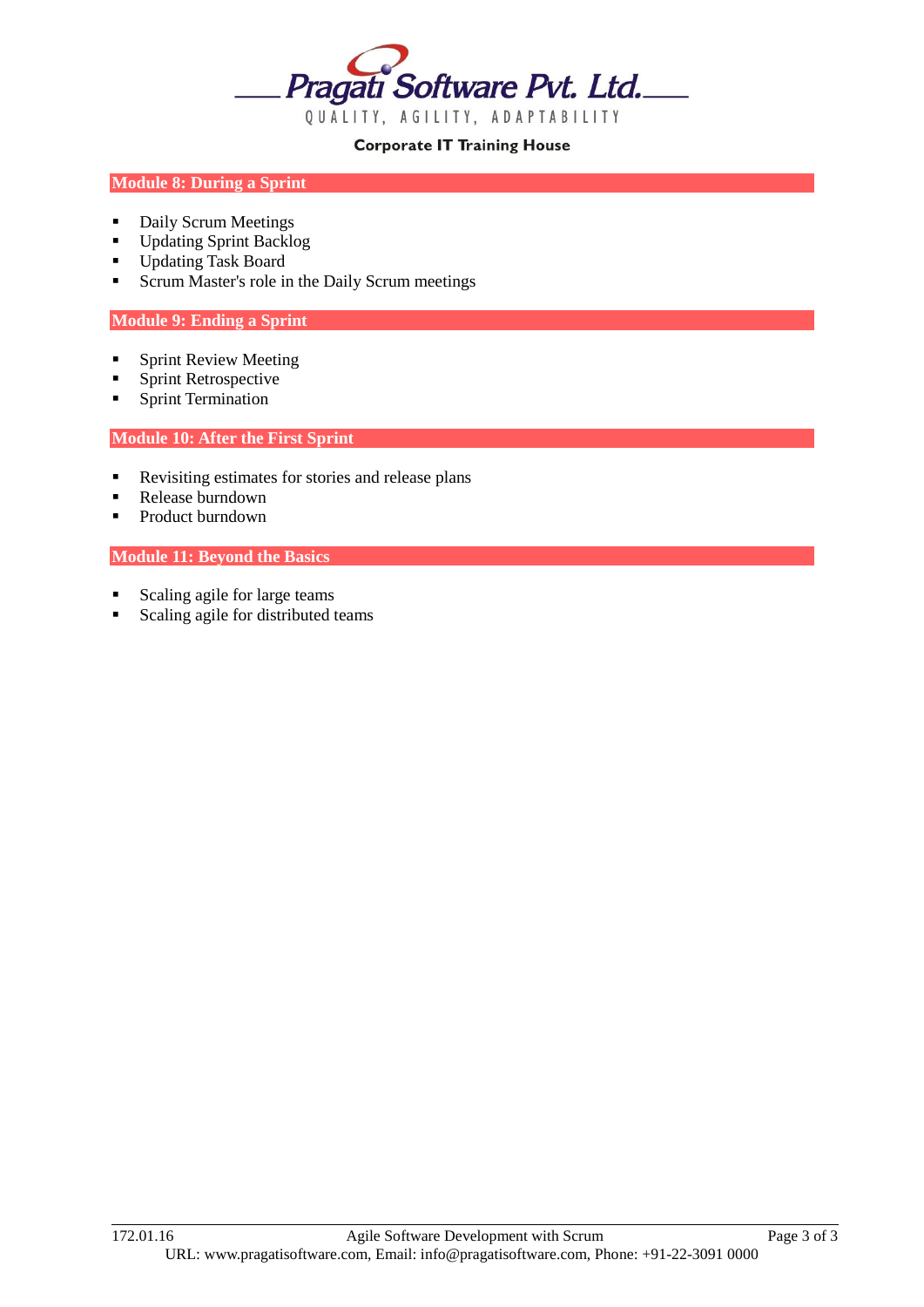## Module 8: During a Sprint

- Daily Scrum Meetings
- Updating Sprint Backlog
- Updating Task Board
- Scrum Master's role in the Daily Scrum meetings

## Module 9: Ending a Sprint

- Sprint Review Meeting
- Sprint Retrospective
- Sprint Termination

## Module 10: After the First Sprint

- Revisiting estimates for stories and release plans
- Release burndown
- Product burndown

## Module 11: Beyond the Basics

- Scaling agile for large teams
- Scaling agile for distributed teams